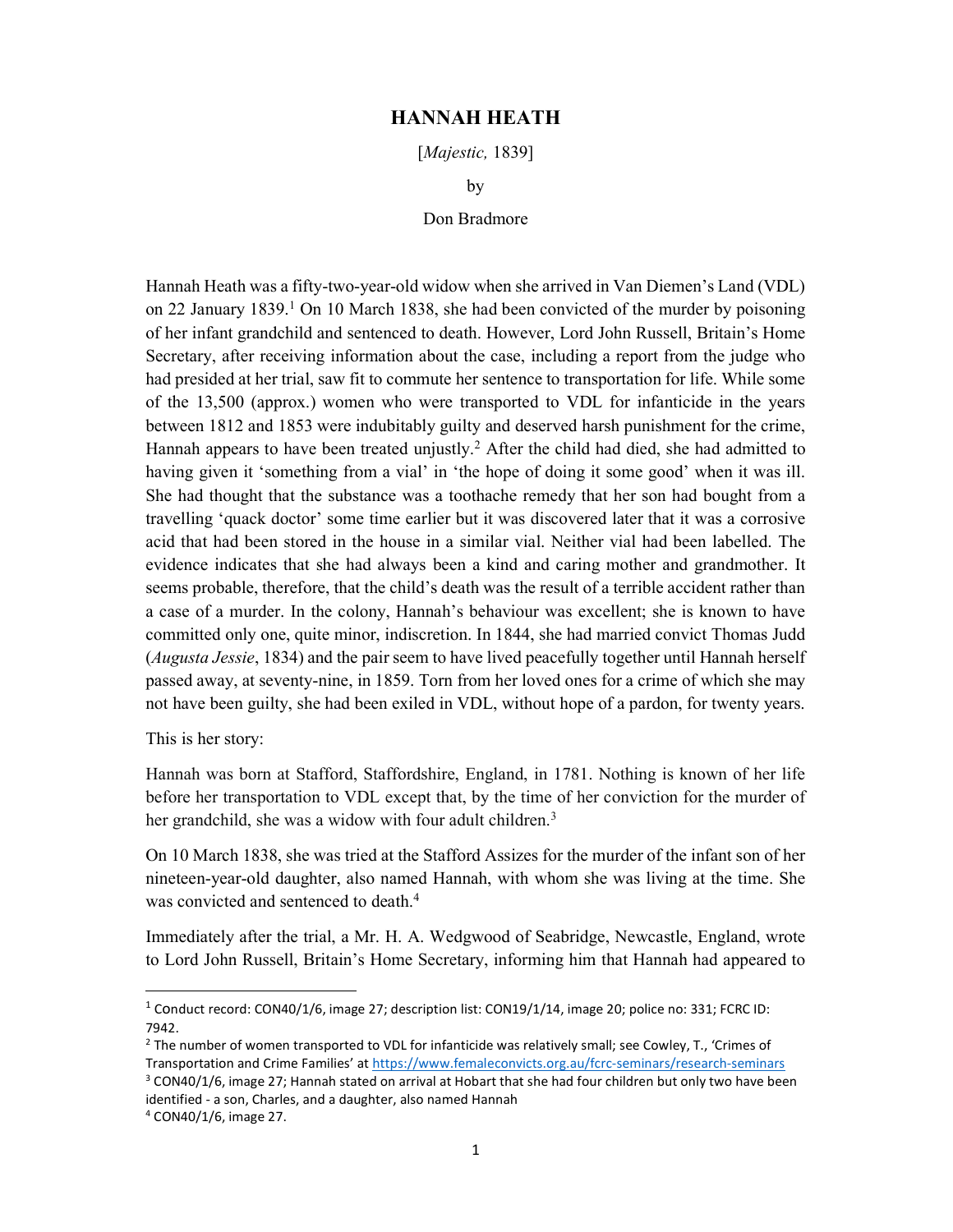# HANNAH HEATH

[*Majestic,* 1839]

by

Don Bradmore

Hannah Heath was a fifty-two-year-old widow when she arrived in Van Diemen's Land (VDL) on 22 January 1839.[1] On 10 March 1838, she had been convicted of the murder by poisoning of her infant grandchild and sentenced to death. However, Lord John Russell, Britain's Home Secretary, after receiving information about the case, including a report from the judge who had presided at her trial, saw fit to commute her sentence to transportation for life. While some of the 13,500 (approx.) women who were transported to VDL for infanticide in the years between 1812 and 1853 were indubitably guilty and deserved harsh punishment for the crime, Hannah appears to have been treated unjustly.[2] After the child had died, she had admitted to having given it 'something from a vial' in 'the hope of doing it some good' when it was ill. She had thought that the substance was a toothache remedy that her son had bought from a travelling 'quack doctor' some time earlier but it was discovered later that it was a corrosive acid that had been stored in the house in a similar vial. Neither vial had been labelled. The evidence indicates that she had always been a kind and caring mother and grandmother. It seems probable, therefore, that the child's death was the result of a terrible accident rather than a case of a murder. In the colony, Hannah's behaviour was excellent; she is known to have committed only one, quite minor, indiscretion. In 1844, she had married convict Thomas Judd (*Augusta Jessie*, 1834) and the pair seem to have lived peacefully together until Hannah herself passed away, at seventy-nine, in 1859. Torn from her loved ones for a crime of which she may not have been guilty, she had been exiled in VDL, without hope of a pardon, for twenty years.

This is her story:

Hannah was born at Stafford, Staffordshire, England, in 1781. Nothing is known of her life before her transportation to VDL except that, by the time of her conviction for the murder of her grandchild, she was a widow with four adult children.[3]

On 10 March 1838, she was tried at the Stafford Assizes for the murder of the infant son of her nineteen-year-old daughter, also named Hannah, with whom she was living at the time. She was convicted and sentenced to death.[4]

Immediately after the trial, a Mr. H. A. Wedgwood of Seabridge, Newcastle, England, wrote to Lord John Russell, Britain's Home Secretary, informing him that Hannah had appeared to

---

[1] Conduct record: CON40/1/6, image 27; description list: CON19/1/14, image 20; police no: 331; FCRC ID: 7942.

[2] The number of women transported to VDL for infanticide was relatively small; see Cowley, T., 'Crimes of Transportation and Crime Families' at https://www.femaleconvicts.org.au/fcrc-seminars/research-seminars

[3] CON40/1/6, image 27; Hannah stated on arrival at Hobart that she had four children but only two have been identified - a son, Charles, and a daughter, also named Hannah

[4] CON40/1/6, image 27.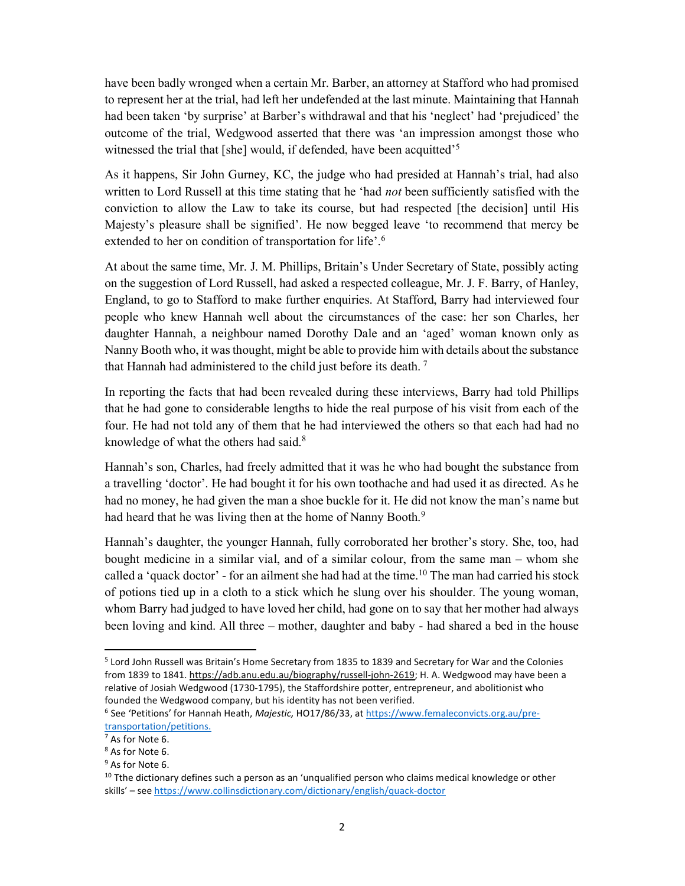have been badly wronged when a certain Mr. Barber, an attorney at Stafford who had promised to represent her at the trial, had left her undefended at the last minute. Maintaining that Hannah had been taken 'by surprise' at Barber's withdrawal and that his 'neglect' had 'prejudiced' the outcome of the trial, Wedgwood asserted that there was 'an impression amongst those who witnessed the trial that [she] would, if defended, have been acquitted'[5]

As it happens, Sir John Gurney, KC, the judge who had presided at Hannah's trial, had also written to Lord Russell at this time stating that he 'had *not* been sufficiently satisfied with the conviction to allow the Law to take its course, but had respected [the decision] until His Majesty's pleasure shall be signified'. He now begged leave 'to recommend that mercy be extended to her on condition of transportation for life'.[6]

At about the same time, Mr. J. M. Phillips, Britain's Under Secretary of State, possibly acting on the suggestion of Lord Russell, had asked a respected colleague, Mr. J. F. Barry, of Hanley, England, to go to Stafford to make further enquiries. At Stafford, Barry had interviewed four people who knew Hannah well about the circumstances of the case: her son Charles, her daughter Hannah, a neighbour named Dorothy Dale and an 'aged' woman known only as Nanny Booth who, it was thought, might be able to provide him with details about the substance that Hannah had administered to the child just before its death. [7]

In reporting the facts that had been revealed during these interviews, Barry had told Phillips that he had gone to considerable lengths to hide the real purpose of his visit from each of the four. He had not told any of them that he had interviewed the others so that each had had no knowledge of what the others had said.[8]

Hannah's son, Charles, had freely admitted that it was he who had bought the substance from a travelling 'doctor'. He had bought it for his own toothache and had used it as directed. As he had no money, he had given the man a shoe buckle for it. He did not know the man's name but had heard that he was living then at the home of Nanny Booth.[9]

Hannah's daughter, the younger Hannah, fully corroborated her brother's story. She, too, had bought medicine in a similar vial, and of a similar colour, from the same man – whom she called a 'quack doctor' - for an ailment she had had at the time.[10] The man had carried his stock of potions tied up in a cloth to a stick which he slung over his shoulder. The young woman, whom Barry had judged to have loved her child, had gone on to say that her mother had always been loving and kind. All three – mother, daughter and baby - had shared a bed in the house

---

[5] Lord John Russell was Britain's Home Secretary from 1835 to 1839 and Secretary for War and the Colonies from 1839 to 1841. https://adb.anu.edu.au/biography/russell-john-2619; H. A. Wedgwood may have been a relative of Josiah Wedgwood (1730-1795), the Staffordshire potter, entrepreneur, and abolitionist who founded the Wedgwood company, but his identity has not been verified.

[6] See 'Petitions' for Hannah Heath, *Majestic,* HO17/86/33, at https://www.femaleconvicts.org.au/pre-transportation/petitions.

[7] As for Note 6.

[8] As for Note 6.

[9] As for Note 6.

[10] Tthe dictionary defines such a person as an 'unqualified person who claims medical knowledge or other skills' – see https://www.collinsdictionary.com/dictionary/english/quack-doctor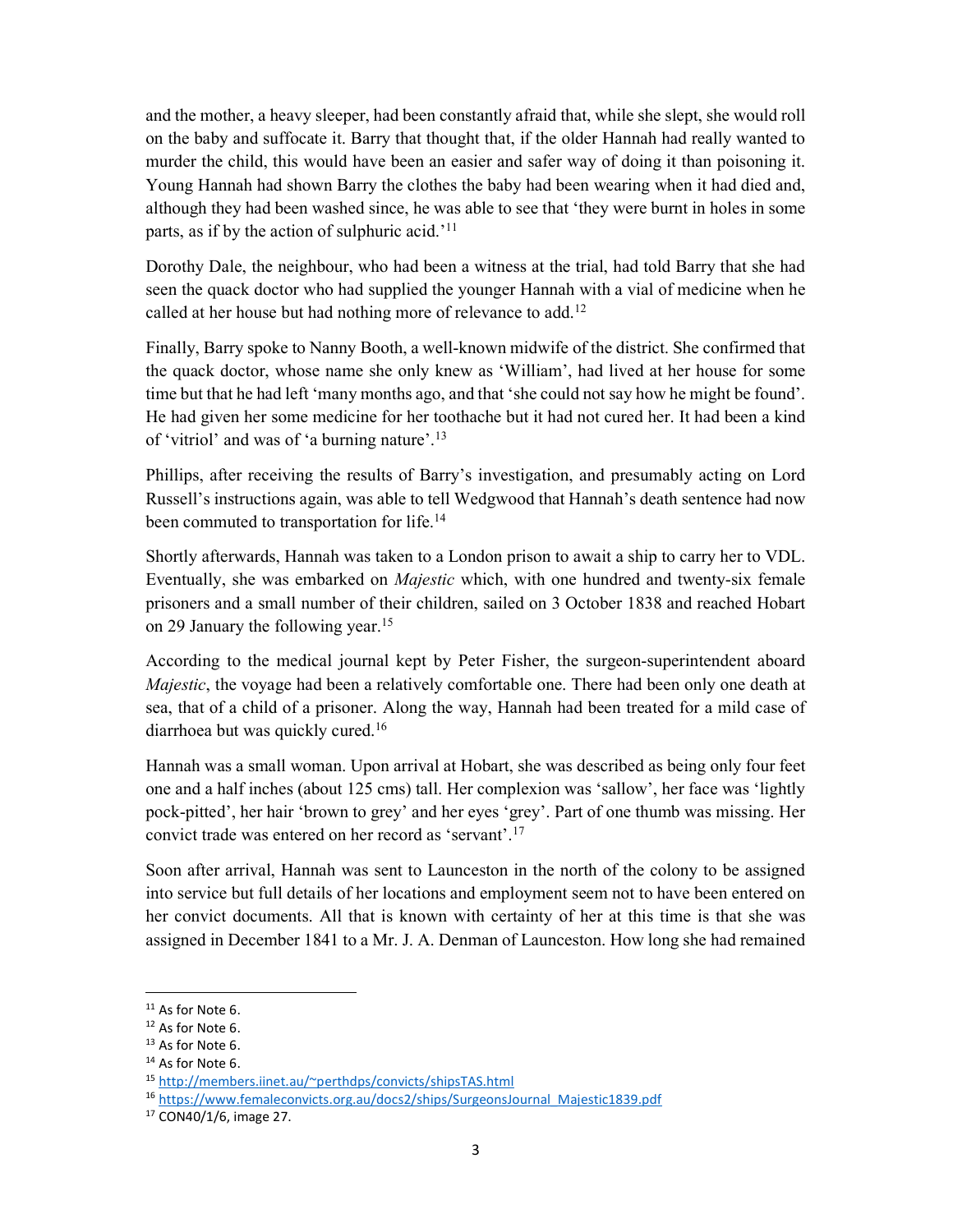and the mother, a heavy sleeper, had been constantly afraid that, while she slept, she would roll on the baby and suffocate it. Barry that thought that, if the older Hannah had really wanted to murder the child, this would have been an easier and safer way of doing it than poisoning it. Young Hannah had shown Barry the clothes the baby had been wearing when it had died and, although they had been washed since, he was able to see that 'they were burnt in holes in some parts, as if by the action of sulphuric acid.'[11]

Dorothy Dale, the neighbour, who had been a witness at the trial, had told Barry that she had seen the quack doctor who had supplied the younger Hannah with a vial of medicine when he called at her house but had nothing more of relevance to add.[12]

Finally, Barry spoke to Nanny Booth, a well-known midwife of the district. She confirmed that the quack doctor, whose name she only knew as 'William', had lived at her house for some time but that he had left 'many months ago, and that 'she could not say how he might be found'. He had given her some medicine for her toothache but it had not cured her. It had been a kind of 'vitriol' and was of 'a burning nature'.[13]

Phillips, after receiving the results of Barry's investigation, and presumably acting on Lord Russell's instructions again, was able to tell Wedgwood that Hannah's death sentence had now been commuted to transportation for life.[14]

Shortly afterwards, Hannah was taken to a London prison to await a ship to carry her to VDL. Eventually, she was embarked on *Majestic* which, with one hundred and twenty-six female prisoners and a small number of their children, sailed on 3 October 1838 and reached Hobart on 29 January the following year.[15]

According to the medical journal kept by Peter Fisher, the surgeon-superintendent aboard *Majestic*, the voyage had been a relatively comfortable one. There had been only one death at sea, that of a child of a prisoner. Along the way, Hannah had been treated for a mild case of diarrhoea but was quickly cured.[16]

Hannah was a small woman. Upon arrival at Hobart, she was described as being only four feet one and a half inches (about 125 cms) tall. Her complexion was 'sallow', her face was 'lightly pock-pitted', her hair 'brown to grey' and her eyes 'grey'. Part of one thumb was missing. Her convict trade was entered on her record as 'servant'.[17]

Soon after arrival, Hannah was sent to Launceston in the north of the colony to be assigned into service but full details of her locations and employment seem not to have been entered on her convict documents. All that is known with certainty of her at this time is that she was assigned in December 1841 to a Mr. J. A. Denman of Launceston. How long she had remained

---

[11] As for Note 6.

[12] As for Note 6.

[13] As for Note 6.

[14] As for Note 6.

[15] http://members.iinet.au/~perthdps/convicts/shipsTAS.html

[16] https://www.femaleconvicts.org.au/docs2/ships/SurgeonsJournal_Majestic1839.pdf

[17] CON40/1/6, image 27.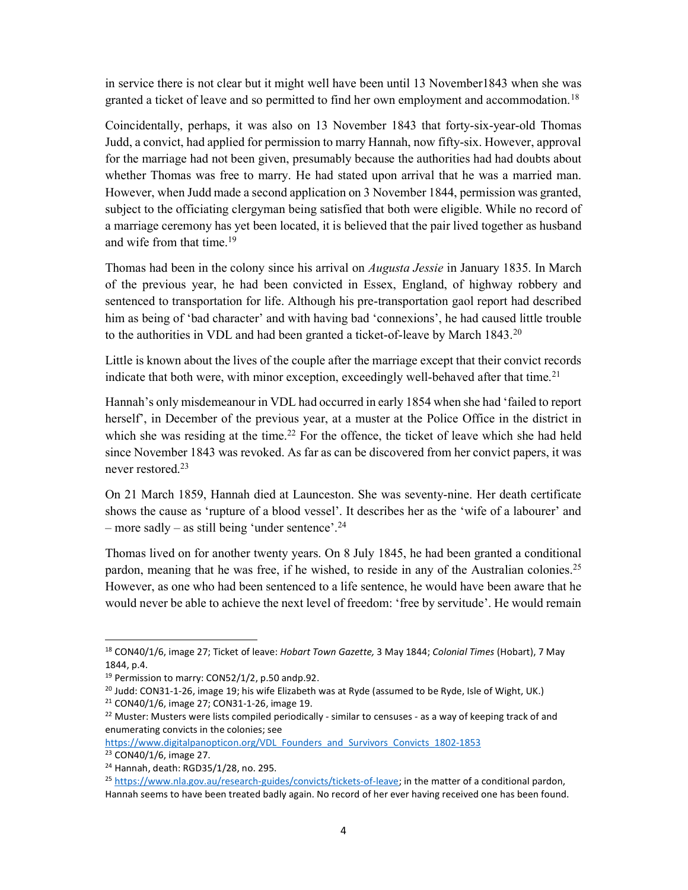in service there is not clear but it might well have been until 13 November1843 when she was granted a ticket of leave and so permitted to find her own employment and accommodation.[18]

Coincidentally, perhaps, it was also on 13 November 1843 that forty-six-year-old Thomas Judd, a convict, had applied for permission to marry Hannah, now fifty-six. However, approval for the marriage had not been given, presumably because the authorities had had doubts about whether Thomas was free to marry. He had stated upon arrival that he was a married man. However, when Judd made a second application on 3 November 1844, permission was granted, subject to the officiating clergyman being satisfied that both were eligible. While no record of a marriage ceremony has yet been located, it is believed that the pair lived together as husband and wife from that time.[19]

Thomas had been in the colony since his arrival on *Augusta Jessie* in January 1835. In March of the previous year, he had been convicted in Essex, England, of highway robbery and sentenced to transportation for life. Although his pre-transportation gaol report had described him as being of 'bad character' and with having bad 'connexions', he had caused little trouble to the authorities in VDL and had been granted a ticket-of-leave by March 1843.[20]

Little is known about the lives of the couple after the marriage except that their convict records indicate that both were, with minor exception, exceedingly well-behaved after that time.[21]

Hannah's only misdemeanour in VDL had occurred in early 1854 when she had 'failed to report herself', in December of the previous year, at a muster at the Police Office in the district in which she was residing at the time.[22] For the offence, the ticket of leave which she had held since November 1843 was revoked. As far as can be discovered from her convict papers, it was never restored.[23]

On 21 March 1859, Hannah died at Launceston. She was seventy-nine. Her death certificate shows the cause as 'rupture of a blood vessel'. It describes her as the 'wife of a labourer' and – more sadly – as still being 'under sentence'.[24]

Thomas lived on for another twenty years. On 8 July 1845, he had been granted a conditional pardon, meaning that he was free, if he wished, to reside in any of the Australian colonies.[25] However, as one who had been sentenced to a life sentence, he would have been aware that he would never be able to achieve the next level of freedom: 'free by servitude'. He would remain

---

[18] CON40/1/6, image 27; Ticket of leave: *Hobart Town Gazette,* 3 May 1844; *Colonial Times* (Hobart), 7 May 1844, p.4.

[19] Permission to marry: CON52/1/2, p.50 andp.92.

[20] Judd: CON31-1-26, image 19; his wife Elizabeth was at Ryde (assumed to be Ryde, Isle of Wight, UK.)

[21] CON40/1/6, image 27; CON31-1-26, image 19.

[22] Muster: Musters were lists compiled periodically - similar to censuses - as a way of keeping track of and enumerating convicts in the colonies; see https://www.digitalpanopticon.org/VDL_Founders_and_Survivors_Convicts_1802-1853

[23] CON40/1/6, image 27.

[24] Hannah, death: RGD35/1/28, no. 295.

[25] https://www.nla.gov.au/research-guides/convicts/tickets-of-leave; in the matter of a conditional pardon, Hannah seems to have been treated badly again. No record of her ever having received one has been found.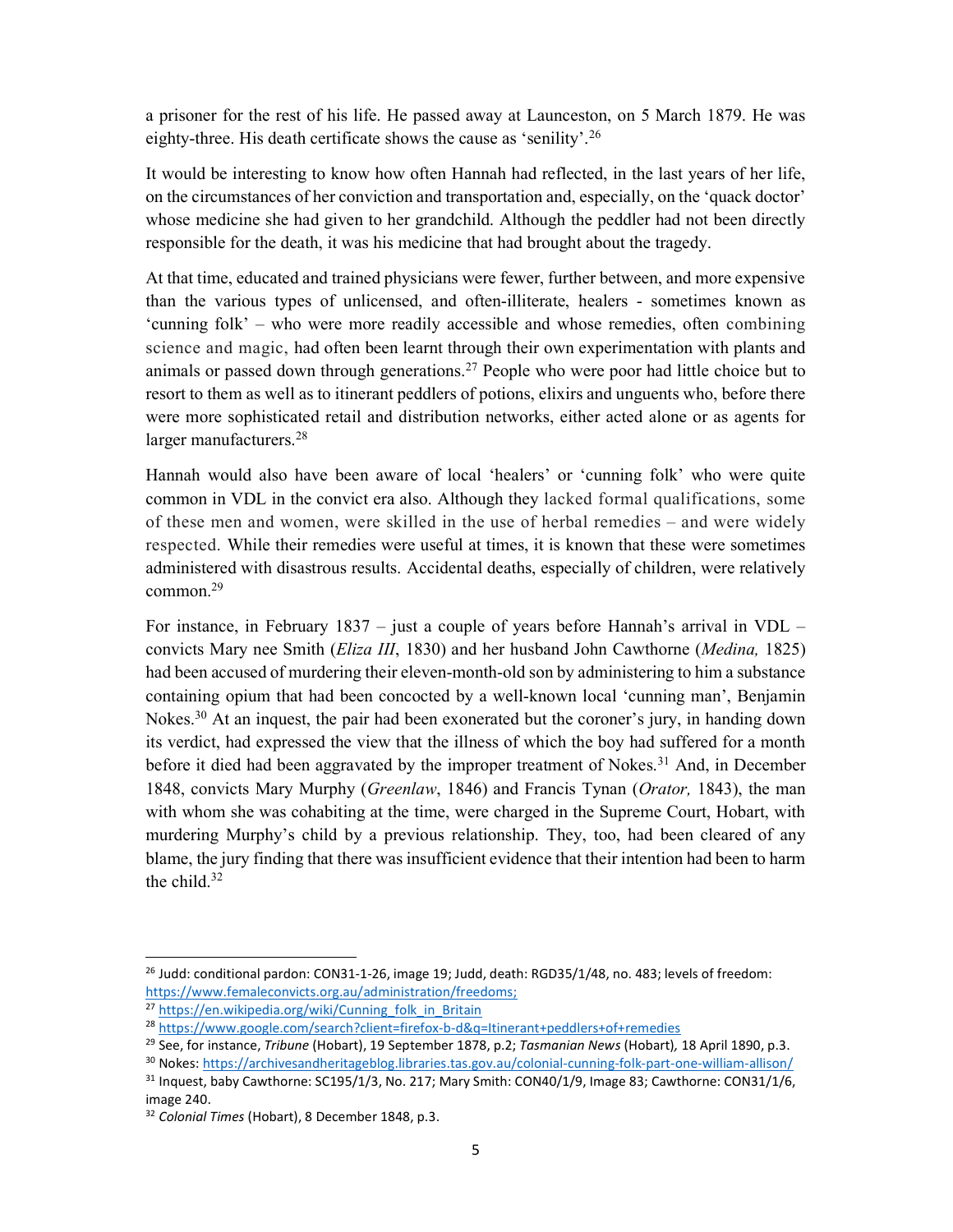a prisoner for the rest of his life. He passed away at Launceston, on 5 March 1879. He was eighty-three. His death certificate shows the cause as 'senility'.[26]

It would be interesting to know how often Hannah had reflected, in the last years of her life, on the circumstances of her conviction and transportation and, especially, on the 'quack doctor' whose medicine she had given to her grandchild. Although the peddler had not been directly responsible for the death, it was his medicine that had brought about the tragedy.

At that time, educated and trained physicians were fewer, further between, and more expensive than the various types of unlicensed, and often-illiterate, healers - sometimes known as 'cunning folk' – who were more readily accessible and whose remedies, often combining science and magic, had often been learnt through their own experimentation with plants and animals or passed down through generations.[27] People who were poor had little choice but to resort to them as well as to itinerant peddlers of potions, elixirs and unguents who, before there were more sophisticated retail and distribution networks, either acted alone or as agents for larger manufacturers.[28]

Hannah would also have been aware of local 'healers' or 'cunning folk' who were quite common in VDL in the convict era also. Although they lacked formal qualifications, some of these men and women, were skilled in the use of herbal remedies – and were widely respected. While their remedies were useful at times, it is known that these were sometimes administered with disastrous results. Accidental deaths, especially of children, were relatively common.[29]

For instance, in February 1837 – just a couple of years before Hannah's arrival in VDL – convicts Mary nee Smith (*Eliza III*, 1830) and her husband John Cawthorne (*Medina,* 1825) had been accused of murdering their eleven-month-old son by administering to him a substance containing opium that had been concocted by a well-known local 'cunning man', Benjamin Nokes.[30] At an inquest, the pair had been exonerated but the coroner's jury, in handing down its verdict, had expressed the view that the illness of which the boy had suffered for a month before it died had been aggravated by the improper treatment of Nokes.[31] And, in December 1848, convicts Mary Murphy (*Greenlaw*, 1846) and Francis Tynan (*Orator,* 1843), the man with whom she was cohabiting at the time, were charged in the Supreme Court, Hobart, with murdering Murphy's child by a previous relationship. They, too, had been cleared of any blame, the jury finding that there was insufficient evidence that their intention had been to harm the child.[32]

---

[26] Judd: conditional pardon: CON31-1-26, image 19; Judd, death: RGD35/1/48, no. 483; levels of freedom: https://www.femaleconvicts.org.au/administration/freedoms;

[27] https://en.wikipedia.org/wiki/Cunning_folk_in_Britain

[28] https://www.google.com/search?client=firefox-b-d&q=Itinerant+peddlers+of+remedies

[29] See, for instance, *Tribune* (Hobart), 19 September 1878, p.2; *Tasmanian News* (Hobart), 18 April 1890, p.3.

[30] Nokes: https://archivesandheritageblog.libraries.tas.gov.au/colonial-cunning-folk-part-one-william-allison/

[31] Inquest, baby Cawthorne: SC195/1/3, No. 217; Mary Smith: CON40/1/9, Image 83; Cawthorne: CON31/1/6, image 240.

[32] *Colonial Times* (Hobart), 8 December 1848, p.3.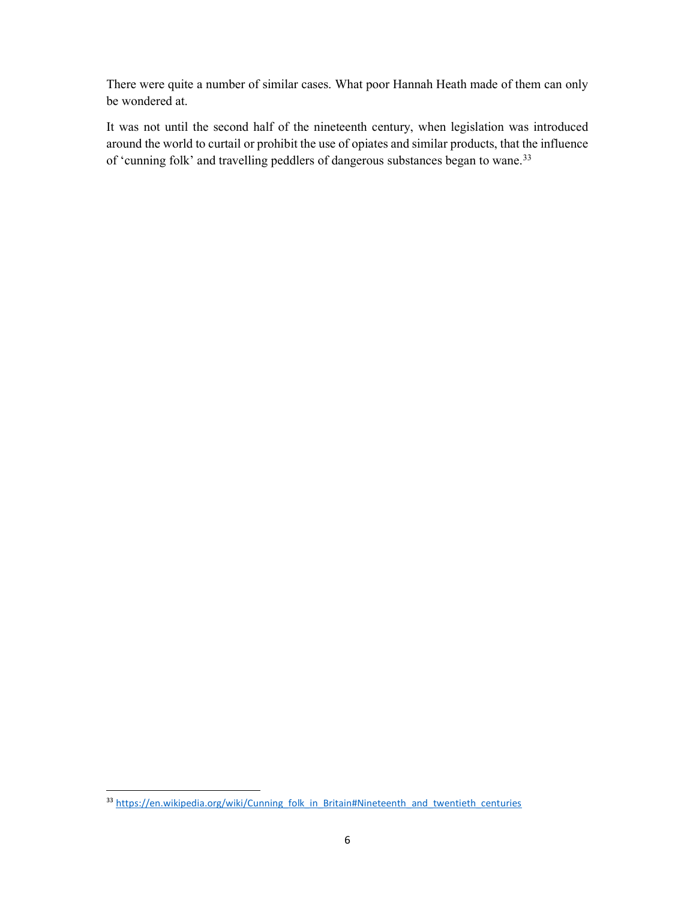There were quite a number of similar cases. What poor Hannah Heath made of them can only be wondered at.

It was not until the second half of the nineteenth century, when legislation was introduced around the world to curtail or prohibit the use of opiates and similar products, that the influence of 'cunning folk' and travelling peddlers of dangerous substances began to wane.[33]

[33] https://en.wikipedia.org/wiki/Cunning_folk_in_Britain#Nineteenth_and_twentieth_centuries